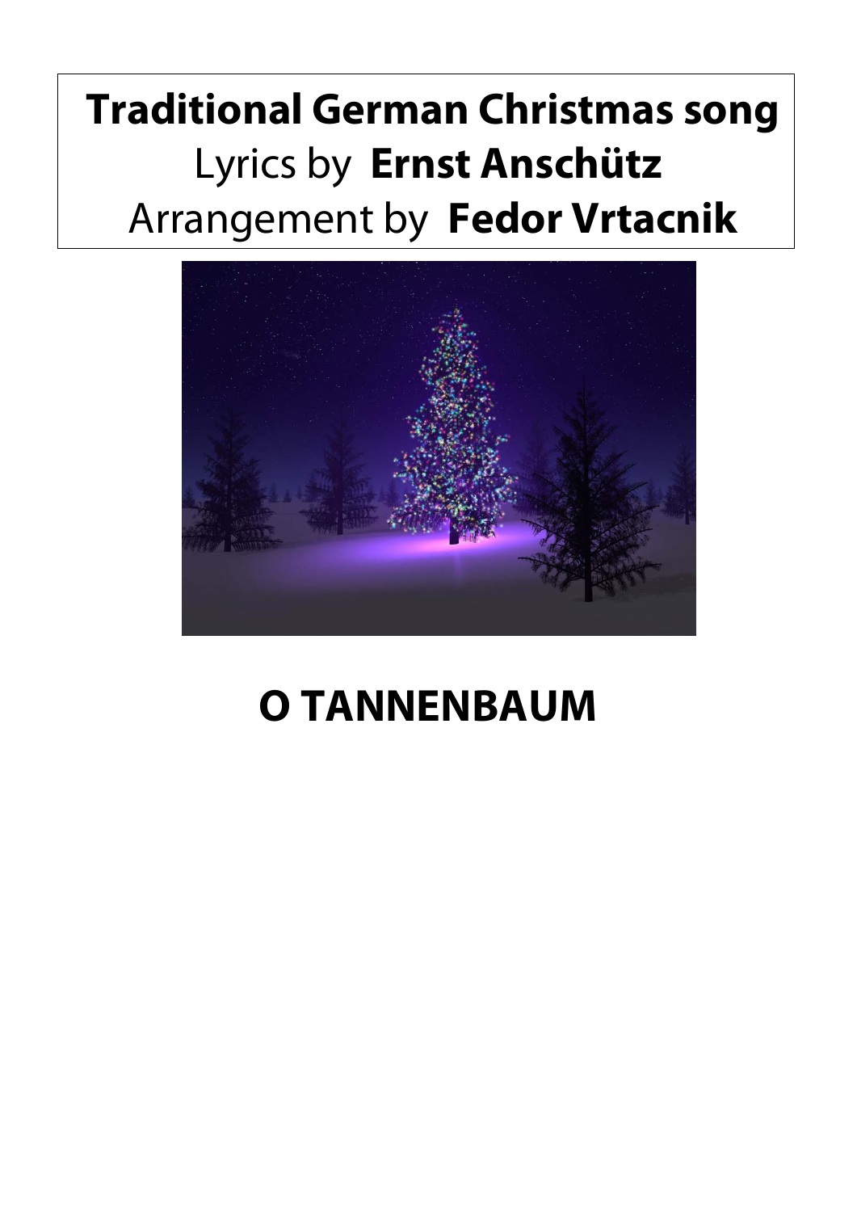**Traditional German Christmas song**
Lyrics by **Ernst Anschütz**
Arrangement by **Fedor Vrtacnik**

# O TANNENBAUM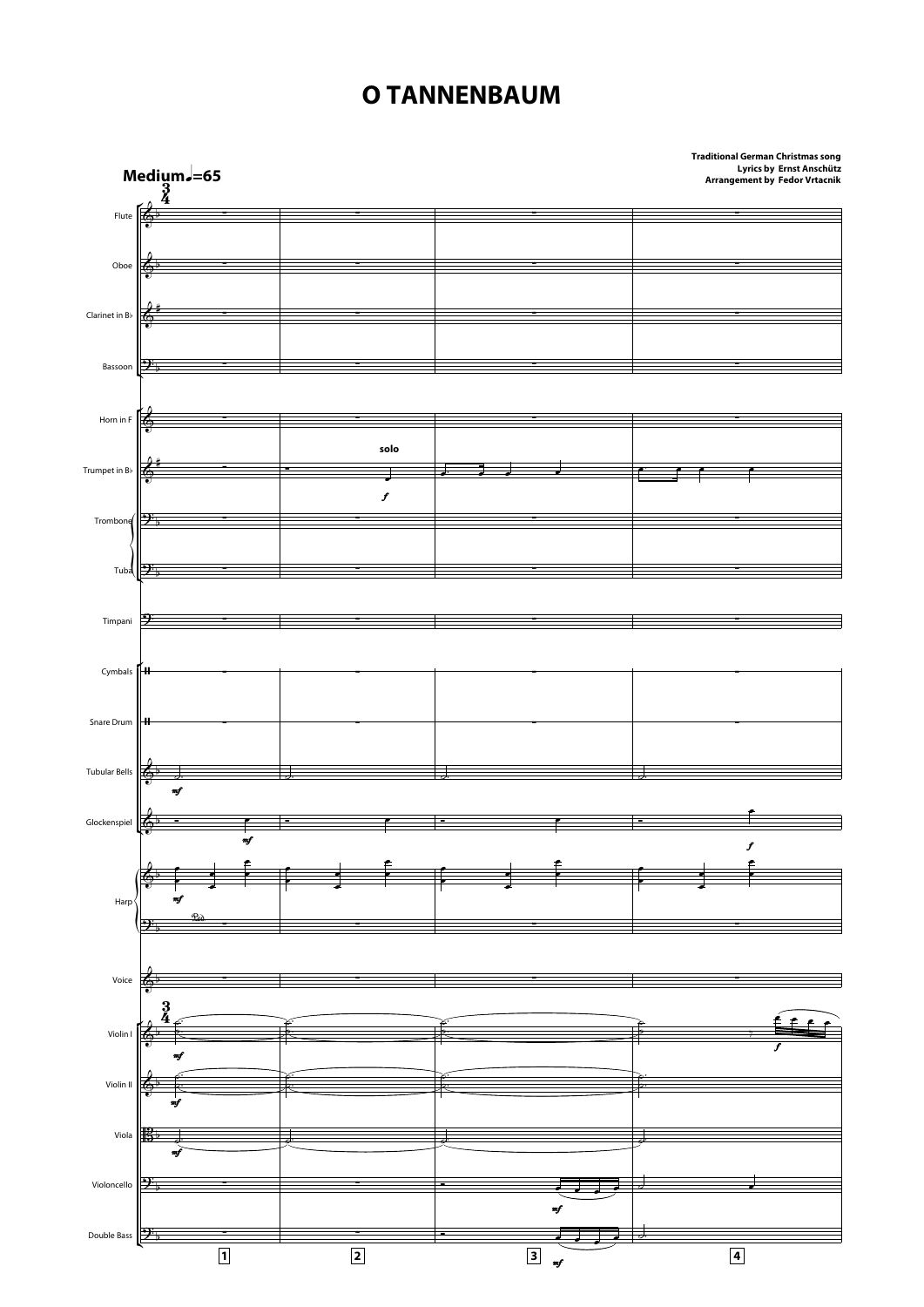# O TANNENBAUM

Traditional German Christmas song
Lyrics by Ernst Anschütz
Arrangement by Fedor Vrtacnik

Medium ♩=65